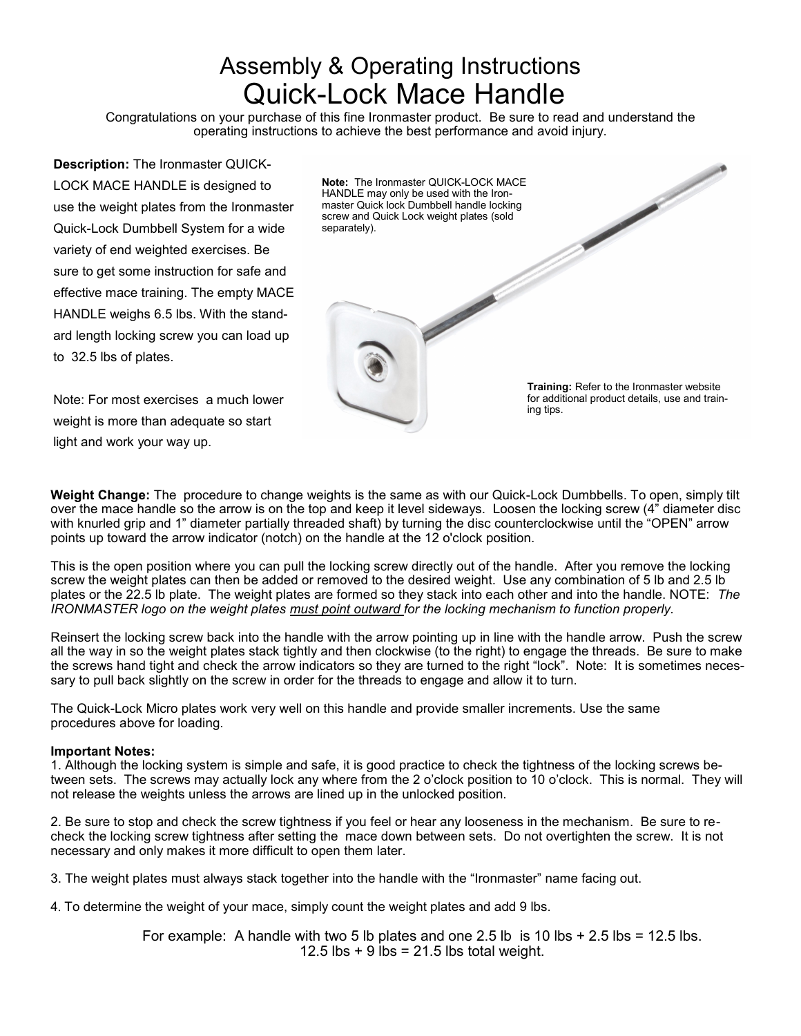# Assembly & Operating Instructions

# Quick-Lock Mace Handle

Congratulations on your purchase of this fine Ironmaster product. Be sure to read and understand the operating instructions to achieve the best performance and avoid injury.

**Description:** The Ironmaster QUICK-LOCK MACE HANDLE is designed to use the weight plates from the Ironmaster Quick-Lock Dumbbell System for a wide variety of end weighted exercises. Be sure to get some instruction for safe and effective mace training. The empty MACE HANDLE weighs 6.5 lbs. With the standard length locking screw you can load up to 32.5 lbs of plates.

Note: For most exercises a much lower weight is more than adequate so start light and work your way up.

**Note:** The Ironmaster QUICK-LOCK MACE HANDLE may only be used with the Ironmaster Quick lock Dumbbell handle locking screw and Quick Lock weight plates (sold separately).

**Training:** Refer to the Ironmaster website for additional product details, use and training tips.

**Weight Change:** The procedure to change weights is the same as with our Quick-Lock Dumbbells. To open, simply tilt over the mace handle so the arrow is on the top and keep it level sideways. Loosen the locking screw (4" diameter disc with knurled grip and 1" diameter partially threaded shaft) by turning the disc counterclockwise until the "OPEN" arrow points up toward the arrow indicator (notch) on the handle at the 12 o'clock position.

This is the open position where you can pull the locking screw directly out of the handle. After you remove the locking screw the weight plates can then be added or removed to the desired weight. Use any combination of 5 lb and 2.5 lb plates or the 22.5 lb plate. The weight plates are formed so they stack into each other and into the handle. NOTE: *The IRONMASTER logo on the weight plates <u>must point outward</u> for the locking mechanism to function properly.*

Reinsert the locking screw back into the handle with the arrow pointing up in line with the handle arrow. Push the screw all the way in so the weight plates stack tightly and then clockwise (to the right) to engage the threads. Be sure to make the screws hand tight and check the arrow indicators so they are turned to the right "lock". Note: It is sometimes necessary to pull back slightly on the screw in order for the threads to engage and allow it to turn.

The Quick-Lock Micro plates work very well on this handle and provide smaller increments. Use the same procedures above for loading.

**Important Notes:**

1. Although the locking system is simple and safe, it is good practice to check the tightness of the locking screws between sets. The screws may actually lock any where from the 2 o'clock position to 10 o'clock. This is normal. They will not release the weights unless the arrows are lined up in the unlocked position.

2. Be sure to stop and check the screw tightness if you feel or hear any looseness in the mechanism. Be sure to recheck the locking screw tightness after setting the mace down between sets. Do not overtighten the screw. It is not necessary and only makes it more difficult to open them later.

3. The weight plates must always stack together into the handle with the "Ironmaster" name facing out.

4. To determine the weight of your mace, simply count the weight plates and add 9 lbs.

For example: A handle with two 5 lb plates and one 2.5 lb is 10 lbs + 2.5 lbs = 12.5 lbs.
12.5 lbs + 9 lbs = 21.5 lbs total weight.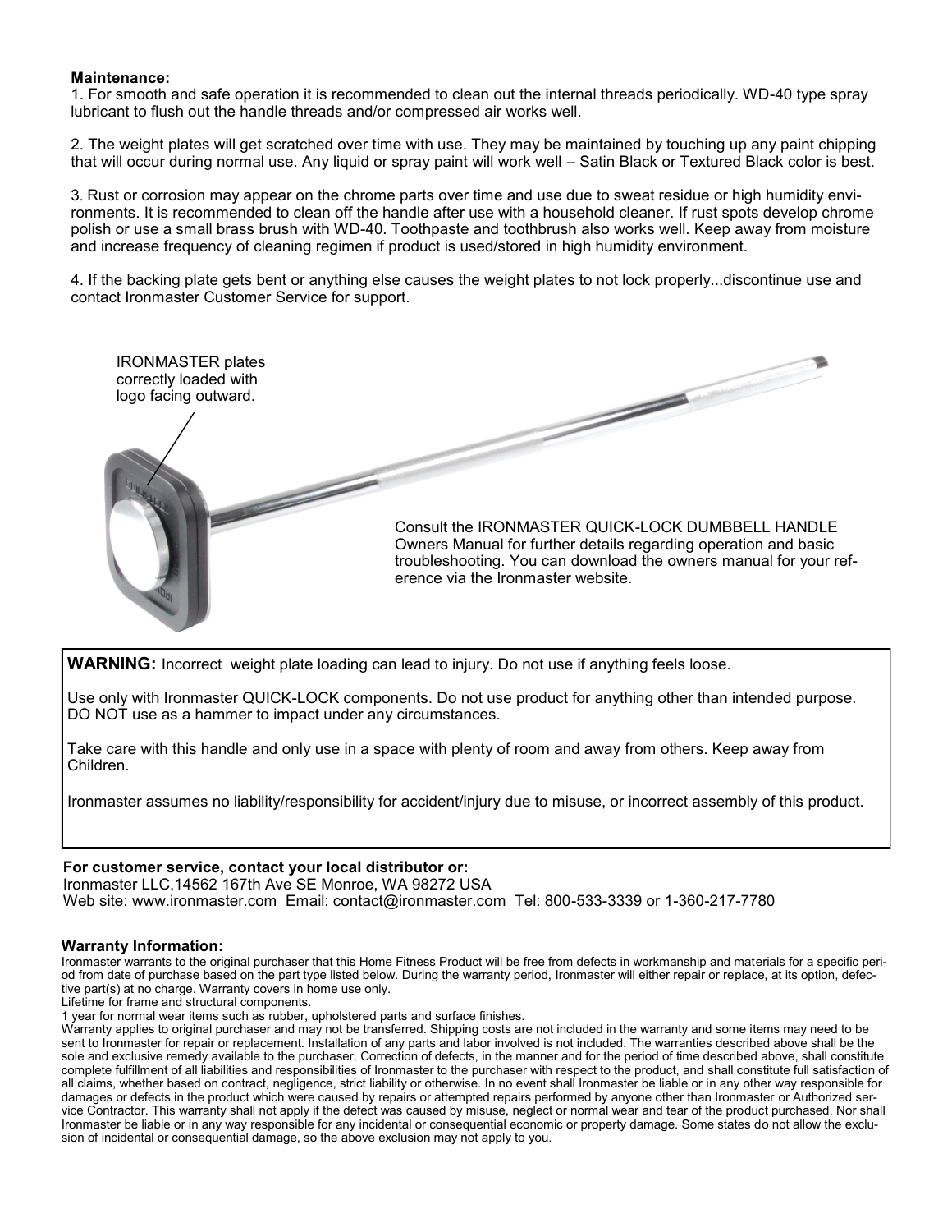**Maintenance:**

1. For smooth and safe operation it is recommended to clean out the internal threads periodically. WD-40 type spray lubricant to flush out the handle threads and/or compressed air works well.

2. The weight plates will get scratched over time with use. They may be maintained by touching up any paint chipping that will occur during normal use. Any liquid or spray paint will work well – Satin Black or Textured Black color is best.

3. Rust or corrosion may appear on the chrome parts over time and use due to sweat residue or high humidity environments. It is recommended to clean off the handle after use with a household cleaner. If rust spots develop chrome polish or use a small brass brush with WD-40. Toothpaste and toothbrush also works well. Keep away from moisture and increase frequency of cleaning regimen if product is used/stored in high humidity environment.

4. If the backing plate gets bent or anything else causes the weight plates to not lock properly...discontinue use and contact Ironmaster Customer Service for support.

IRONMASTER plates correctly loaded with logo facing outward.

Consult the IRONMASTER QUICK-LOCK DUMBBELL HANDLE Owners Manual for further details regarding operation and basic troubleshooting. You can download the owners manual for your reference via the Ironmaster website.

**WARNING:** Incorrect weight plate loading can lead to injury. Do not use if anything feels loose.

Use only with Ironmaster QUICK-LOCK components. Do not use product for anything other than intended purpose. DO NOT use as a hammer to impact under any circumstances.

Take care with this handle and only use in a space with plenty of room and away from others. Keep away from Children.

Ironmaster assumes no liability/responsibility for accident/injury due to misuse, or incorrect assembly of this product.

**For customer service, contact your local distributor or:**
Ironmaster LLC,14562 167th Ave SE Monroe, WA 98272 USA
Web site: www.ironmaster.com Email: contact@ironmaster.com Tel: 800-533-3339 or 1-360-217-7780

**Warranty Information:**

Ironmaster warrants to the original purchaser that this Home Fitness Product will be free from defects in workmanship and materials for a specific period from date of purchase based on the part type listed below. During the warranty period, Ironmaster will either repair or replace, at its option, defective part(s) at no charge. Warranty covers in home use only.
Lifetime for frame and structural components.
1 year for normal wear items such as rubber, upholstered parts and surface finishes.
Warranty applies to original purchaser and may not be transferred. Shipping costs are not included in the warranty and some items may need to be sent to Ironmaster for repair or replacement. Installation of any parts and labor involved is not included. The warranties described above shall be the sole and exclusive remedy available to the purchaser. Correction of defects, in the manner and for the period of time described above, shall constitute complete fulfillment of all liabilities and responsibilities of Ironmaster to the purchaser with respect to the product, and shall constitute full satisfaction of all claims, whether based on contract, negligence, strict liability or otherwise. In no event shall Ironmaster be liable or in any other way responsible for damages or defects in the product which were caused by repairs or attempted repairs performed by anyone other than Ironmaster or Authorized service Contractor. This warranty shall not apply if the defect was caused by misuse, neglect or normal wear and tear of the product purchased. Nor shall Ironmaster be liable or in any way responsible for any incidental or consequential economic or property damage. Some states do not allow the exclusion of incidental or consequential damage, so the above exclusion may not apply to you.